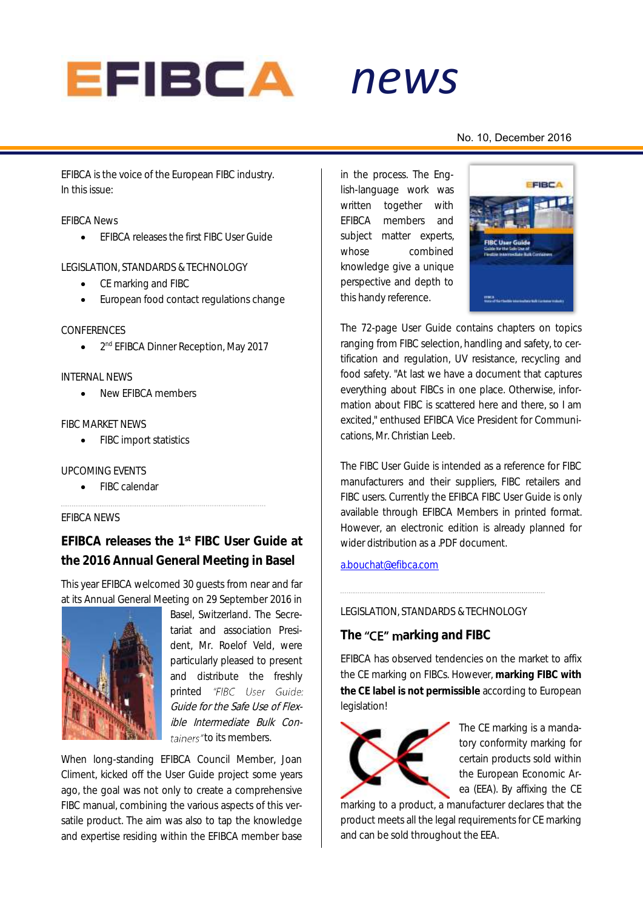# EFIBCA news

No. 10, December 2016

EFIBCA is the voice of the European FIBC industry.
In this issue:

EFIBCA News

- EFIBCA releases the first FIBC User Guide

LEGISLATION, STANDARDS & TECHNOLOGY

- CE marking and FIBC
- European food contact regulations change

CONFERENCES

- 2nd EFIBCA Dinner Reception, May 2017

INTERNAL NEWS

- New EFIBCA members

FIBC MARKET NEWS

- FIBC import statistics

UPCOMING EVENTS

- FIBC calendar

EFIBCA NEWS

## EFIBCA releases the 1st FIBC User Guide at the 2016 Annual General Meeting in Basel

This year EFIBCA welcomed 30 guests from near and far at its Annual General Meeting on 29 September 2016 in Basel, Switzerland. The Secretariat and association President, Mr. Roelof Veld, were particularly pleased to present and distribute the freshly printed *"FIBC User Guide: Guide for the Safe Use of Flexible Intermediate Bulk Containers"* to its members.

When long-standing EFIBCA Council Member, Joan Climent, kicked off the User Guide project some years ago, the goal was not only to create a comprehensive FIBC manual, combining the various aspects of this versatile product. The aim was also to tap the knowledge and expertise residing within the EFIBCA member base in the process. The English-language work was written together with EFIBCA members and subject matter experts, whose combined knowledge give a unique perspective and depth to this handy reference.

The 72-page User Guide contains chapters on topics ranging from FIBC selection, handling and safety, to certification and regulation, UV resistance, recycling and food safety. "At last we have a document that captures everything about FIBCs in one place. Otherwise, information about FIBC is scattered here and there, so I am excited," enthused EFIBCA Vice President for Communications, Mr. Christian Leeb.

The FIBC User Guide is intended as a reference for FIBC manufacturers and their suppliers, FIBC retailers and FIBC users. Currently the EFIBCA FIBC User Guide is only available through EFIBCA Members in printed format. However, an electronic edition is already planned for wider distribution as a .PDF document.

a.bouchat@efibca.com

LEGISLATION, STANDARDS & TECHNOLOGY

## The "CE" marking and FIBC

EFIBCA has observed tendencies on the market to affix the CE marking on FIBCs. However, **marking FIBC with the CE label is not permissible** according to European legislation!

The CE marking is a mandatory conformity marking for certain products sold within the European Economic Area (EEA). By affixing the CE marking to a product, a manufacturer declares that the product meets all the legal requirements for CE marking and can be sold throughout the EEA.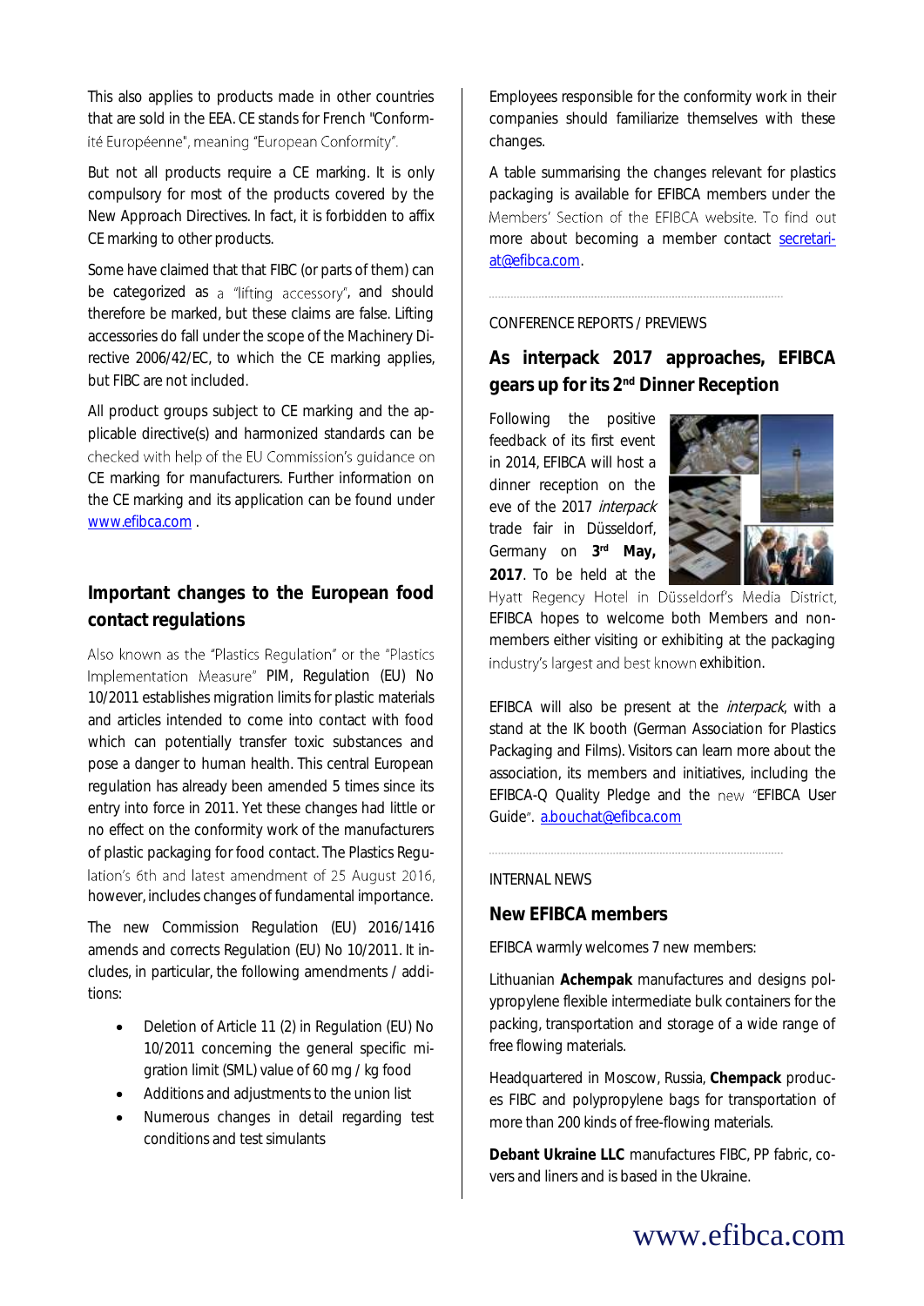This also applies to products made in other countries that are sold in the EEA. CE stands for French "Conformité Européenne", meaning "European Conformity".

But not all products require a CE marking. It is only compulsory for most of the products covered by the New Approach Directives. In fact, it is forbidden to affix CE marking to other products.

Some have claimed that that FIBC (or parts of them) can be categorized as a "lifting accessory", and should therefore be marked, but these claims are false. Lifting accessories do fall under the scope of the Machinery Directive 2006/42/EC, to which the CE marking applies, but FIBC are not included.

All product groups subject to CE marking and the applicable directive(s) and harmonized standards can be checked with help of the EU Commission's guidance on CE marking for manufacturers. Further information on the CE marking and its application can be found under www.efibca.com .

## Important changes to the European food contact regulations

Also known as the "Plastics Regulation" or the "Plastics Implementation Measure" PIM, Regulation (EU) No 10/2011 establishes migration limits for plastic materials and articles intended to come into contact with food which can potentially transfer toxic substances and pose a danger to human health. This central European regulation has already been amended 5 times since its entry into force in 2011. Yet these changes had little or no effect on the conformity work of the manufacturers of plastic packaging for food contact. The Plastics Regulation's 6th and latest amendment of 25 August 2016, however, includes changes of fundamental importance.

The new Commission Regulation (EU) 2016/1416 amends and corrects Regulation (EU) No 10/2011. It includes, in particular, the following amendments / additions:

- Deletion of Article 11 (2) in Regulation (EU) No 10/2011 concerning the general specific migration limit (SML) value of 60 mg / kg food
- Additions and adjustments to the union list
- Numerous changes in detail regarding test conditions and test simulants

Employees responsible for the conformity work in their companies should familiarize themselves with these changes.

A table summarising the changes relevant for plastics packaging is available for EFIBCA members under the Members' Section of the EFIBCA website. To find out more about becoming a member contact secretariat@efibca.com.

CONFERENCE REPORTS / PREVIEWS

## As interpack 2017 approaches, EFIBCA gears up for its 2nd Dinner Reception

Following the positive feedback of its first event in 2014, EFIBCA will host a dinner reception on the eve of the 2017 *interpack* trade fair in Düsseldorf, Germany on **3rd May, 2017**. To be held at the Hyatt Regency Hotel in Düsseldorf's Media District, EFIBCA hopes to welcome both Members and non-members either visiting or exhibiting at the packaging industry's largest and best known exhibition.

EFIBCA will also be present at the *interpack*, with a stand at the IK booth (German Association for Plastics Packaging and Films). Visitors can learn more about the association, its members and initiatives, including the EFIBCA-Q Quality Pledge and the new "EFIBCA User Guide". a.bouchat@efibca.com

INTERNAL NEWS

## New EFIBCA members

EFIBCA warmly welcomes 7 new members:

Lithuanian **Achempak** manufactures and designs polypropylene flexible intermediate bulk containers for the packing, transportation and storage of a wide range of free flowing materials.

Headquartered in Moscow, Russia, **Chempack** produces FIBC and polypropylene bags for transportation of more than 200 kinds of free-flowing materials.

**Debant Ukraine LLC** manufactures FIBC, PP fabric, covers and liners and is based in the Ukraine.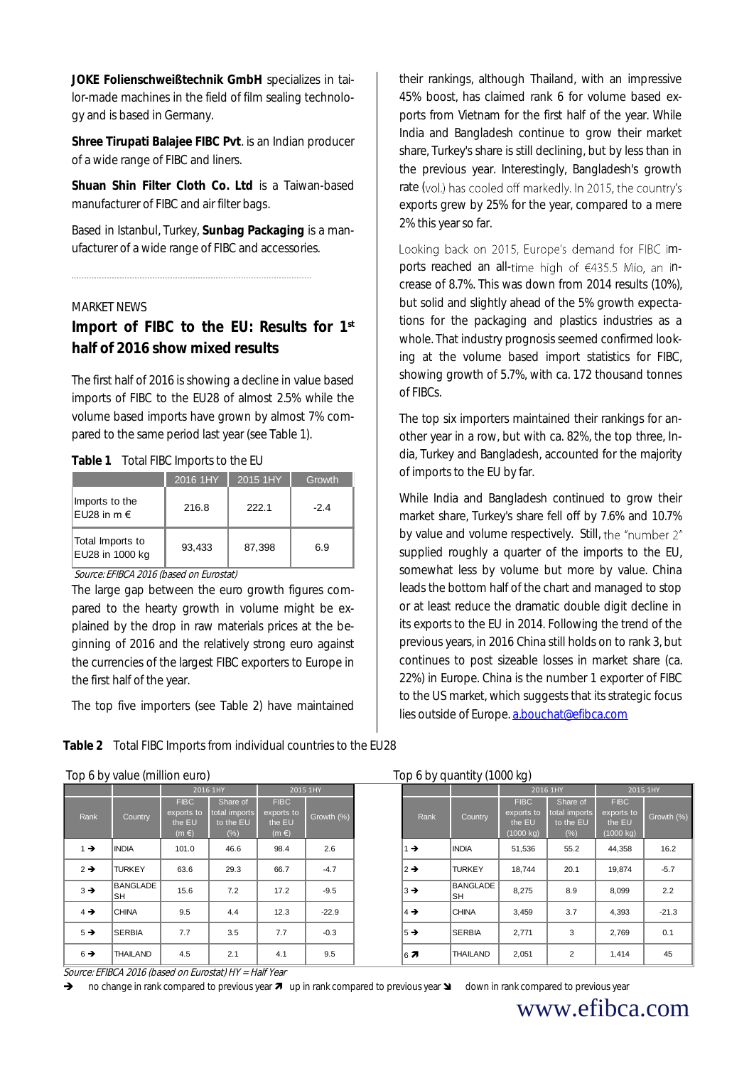**JOKE Folienschweißtechnik GmbH** specializes in tailor-made machines in the field of film sealing technology and is based in Germany.

**Shree Tirupati Balajee FIBC Pvt**. is an Indian producer of a wide range of FIBC and liners.

**Shuan Shin Filter Cloth Co. Ltd** is a Taiwan-based manufacturer of FIBC and air filter bags.

Based in Istanbul, Turkey, **Sunbag Packaging** is a manufacturer of a wide range of FIBC and accessories.

MARKET NEWS

## Import of FIBC to the EU: Results for 1st half of 2016 show mixed results

The first half of 2016 is showing a decline in value based imports of FIBC to the EU28 of almost 2.5% while the volume based imports have grown by almost 7% compared to the same period last year (see Table 1).

**Table 1** Total FIBC Imports to the EU

| | 2016 1HY | 2015 1HY | Growth |
|---|---|---|---|
| Imports to the EU28 in m € | 216.8 | 222.1 | -2.4 |
| Total Imports to EU28 in 1000 kg | 93,433 | 87,398 | 6.9 |

*Source: EFIBCA 2016 (based on Eurostat)*

The large gap between the euro growth figures compared to the hearty growth in volume might be explained by the drop in raw materials prices at the beginning of 2016 and the relatively strong euro against the currencies of the largest FIBC exporters to Europe in the first half of the year.

The top five importers (see Table 2) have maintained their rankings, although Thailand, with an impressive 45% boost, has claimed rank 6 for volume based exports from Vietnam for the first half of the year. While India and Bangladesh continue to grow their market share, Turkey's share is still declining, but by less than in the previous year. Interestingly, Bangladesh's growth rate (vol.) has cooled off markedly. In 2015, the country's exports grew by 25% for the year, compared to a mere 2% this year so far.

Looking back on 2015, Europe's demand for FIBC imports reached an all-time high of €435.5 Mio, an increase of 8.7%. This was down from 2014 results (10%), but solid and slightly ahead of the 5% growth expectations for the packaging and plastics industries as a whole. That industry prognosis seemed confirmed looking at the volume based import statistics for FIBC, showing growth of 5.7%, with ca. 172 thousand tonnes of FIBCs.

The top six importers maintained their rankings for another year in a row, but with ca. 82%, the top three, India, Turkey and Bangladesh, accounted for the majority of imports to the EU by far.

While India and Bangladesh continued to grow their market share, Turkey's share fell off by 7.6% and 10.7% by value and volume respectively. Still, the "number 2" supplied roughly a quarter of the imports to the EU, somewhat less by volume but more by value. China leads the bottom half of the chart and managed to stop or at least reduce the dramatic double digit decline in its exports to the EU in 2014. Following the trend of the previous years, in 2016 China still holds on to rank 3, but continues to post sizeable losses in market share (ca. 22%) in Europe. China is the number 1 exporter of FIBC to the US market, which suggests that its strategic focus lies outside of Europe. a.bouchat@efibca.com

**Table 2** Total FIBC Imports from individual countries to the EU28

Top 6 by value (million euro)

| | | 2016 1HY | | 2015 1HY | |
|---|---|---|---|---|---|
| Rank | Country | FIBC exports to the EU (m €) | Share of total imports to the EU (%) | FIBC exports to the EU (m €) | Growth (%) |
| 1 ➔ | INDIA | 101.0 | 46.6 | 98.4 | 2.6 |
| 2 ➔ | TURKEY | 63.6 | 29.3 | 66.7 | -4.7 |
| 3 ➔ | BANGLADESH | 15.6 | 7.2 | 17.2 | -9.5 |
| 4 ➔ | CHINA | 9.5 | 4.4 | 12.3 | -22.9 |
| 5 ➔ | SERBIA | 7.7 | 3.5 | 7.7 | -0.3 |
| 6 ➔ | THAILAND | 4.5 | 2.1 | 4.1 | 9.5 |

Top 6 by quantity (1000 kg)

| | | 2016 1HY | | 2015 1HY | |
|---|---|---|---|---|---|
| Rank | Country | FIBC exports to the EU (1000 kg) | Share of total imports to the EU (%) | FIBC exports to the EU (1000 kg) | Growth (%) |
| 1 ➔ | INDIA | 51,536 | 55.2 | 44,358 | 16.2 |
| 2 ➔ | TURKEY | 18,744 | 20.1 | 19,874 | -5.7 |
| 3 ➔ | BANGLADESH | 8,275 | 8.9 | 8,099 | 2.2 |
| 4 ➔ | CHINA | 3,459 | 3.7 | 4,393 | -21.3 |
| 5 ➔ | SERBIA | 2,771 | 3 | 2,769 | 0.1 |
| 6 ➚ | THAILAND | 2,051 | 2 | 1,414 | 45 |

*Source: EFIBCA 2016 (based on Eurostat) HY = Half Year*

➔ no change in rank compared to previous year ➚ up in rank compared to previous year ➘ down in rank compared to previous year

www.efibca.com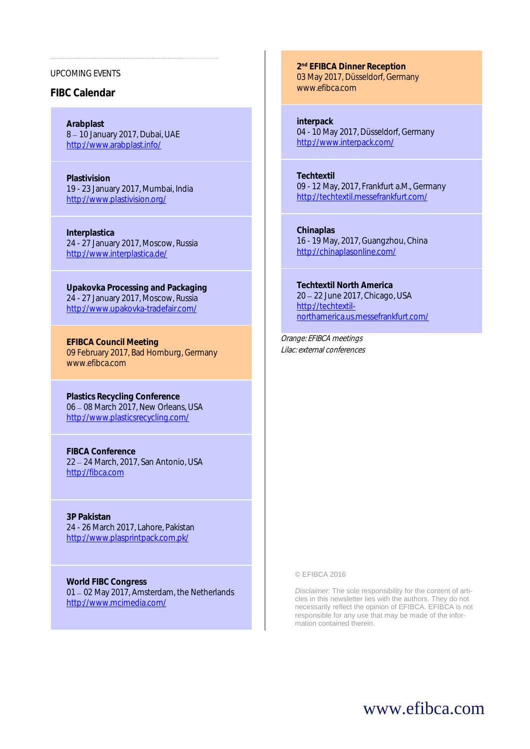UPCOMING EVENTS

## FIBC Calendar

**Arabplast**
8 – 10 January 2017, Dubai, UAE
http://www.arabplast.info/

**Plastivision**
19 - 23 January 2017, Mumbai, India
http://www.plastivision.org/

**Interplastica**
24 - 27 January 2017, Moscow, Russia
http://www.interplastica.de/

**Upakovka Processing and Packaging**
24 - 27 January 2017, Moscow, Russia
http://www.upakovka-tradefair.com/

**EFIBCA Council Meeting**
09 February 2017, Bad Homburg, Germany
www.efibca.com

**Plastics Recycling Conference**
06 – 08 March 2017, New Orleans, USA
http://www.plasticsrecycling.com/

**FIBCA Conference**
22 – 24 March, 2017, San Antonio, USA
http://fibca.com

**3P Pakistan**
24 - 26 March 2017, Lahore, Pakistan
http://www.plasprintpack.com.pk/

**World FIBC Congress**
01 – 02 May 2017, Amsterdam, the Netherlands
http://www.mcimedia.com/

**2nd EFIBCA Dinner Reception**
03 May 2017, Düsseldorf, Germany
www.efibca.com

**interpack**
04 - 10 May 2017, Düsseldorf, Germany
http://www.interpack.com/

**Techtextil**
09 - 12 May, 2017, Frankfurt a.M., Germany
http://techtextil.messefrankfurt.com/

**Chinaplas**
16 - 19 May, 2017, Guangzhou, China
http://chinaplasonline.com/

**Techtextil North America**
20 – 22 June 2017, Chicago, USA
http://techtextil-northamerica.us.messefrankfurt.com/

*Orange: EFIBCA meetings*
*Lilac: external conferences*

© EFIBCA 2016

*Disclaimer:* The sole responsibility for the content of articles in this newsletter lies with the authors. They do not necessarily reflect the opinion of EFIBCA. EFIBCA is not responsible for any use that may be made of the information contained therein.

www.efibca.com